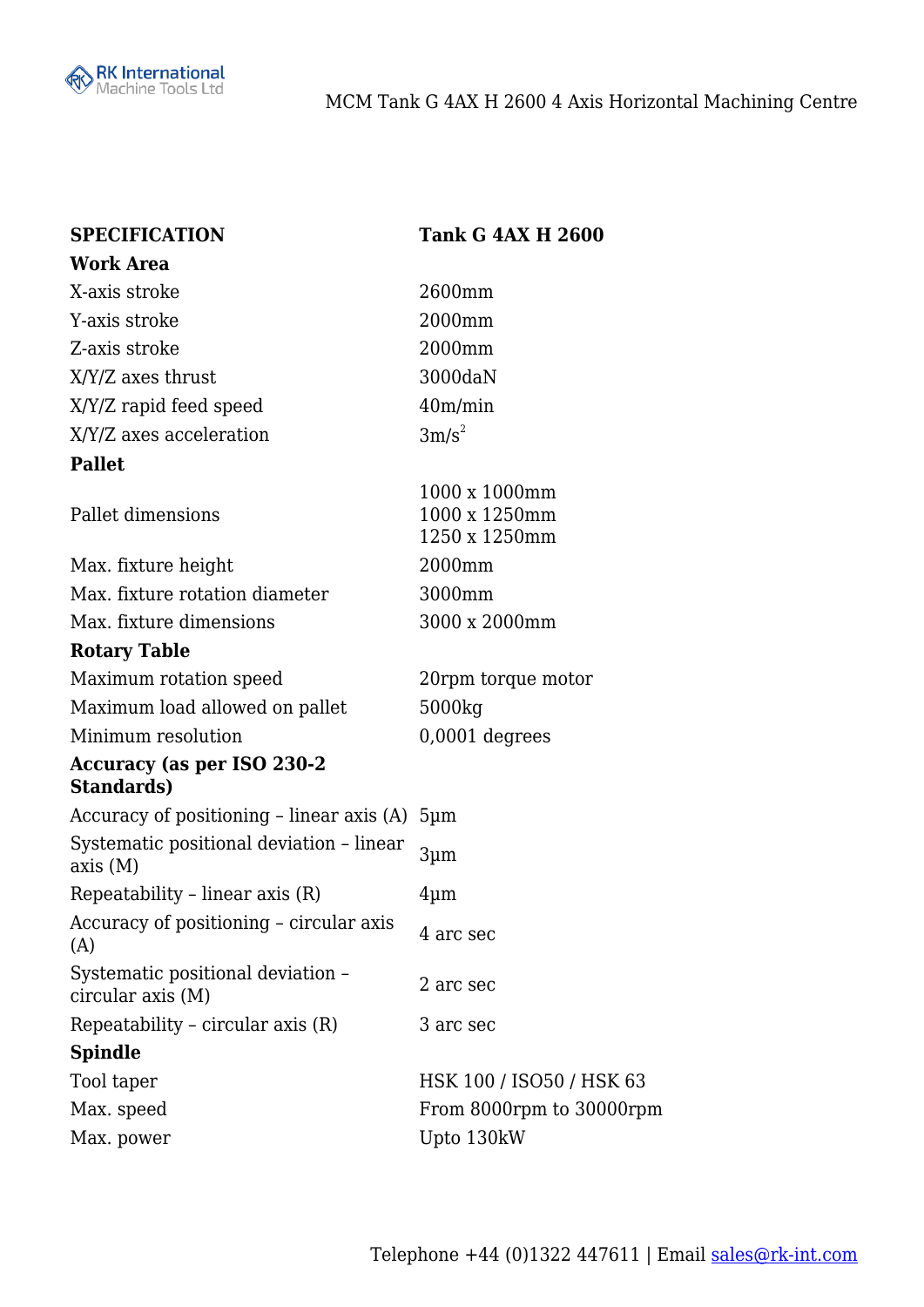# MCM Tank G 4AX H 2600 4 Axis Horizontal Machining Centre

| SPECIFICATION | Tank G 4AX H 2600 |
|---|---|
| **Work Area** | |
| X-axis stroke | 2600mm |
| Y-axis stroke | 2000mm |
| Z-axis stroke | 2000mm |
| X/Y/Z axes thrust | 3000daN |
| X/Y/Z rapid feed speed | 40m/min |
| X/Y/Z axes acceleration | 3m/s$^2$ |
| **Pallet** | |
| Pallet dimensions | 1000 x 1000mm<br>1000 x 1250mm<br>1250 x 1250mm |
| Max. fixture height | 2000mm |
| Max. fixture rotation diameter | 3000mm |
| Max. fixture dimensions | 3000 x 2000mm |
| **Rotary Table** | |
| Maximum rotation speed | 20rpm torque motor |
| Maximum load allowed on pallet | 5000kg |
| Minimum resolution | 0,0001 degrees |
| **Accuracy (as per ISO 230-2 Standards)** | |
| Accuracy of positioning – linear axis (A) | 5µm |
| Systematic positional deviation – linear axis (M) | 3µm |
| Repeatability – linear axis (R) | 4µm |
| Accuracy of positioning – circular axis (A) | 4 arc sec |
| Systematic positional deviation – circular axis (M) | 2 arc sec |
| Repeatability – circular axis (R) | 3 arc sec |
| **Spindle** | |
| Tool taper | HSK 100 / ISO50 / HSK 63 |
| Max. speed | From 8000rpm to 30000rpm |
| Max. power | Upto 130kW |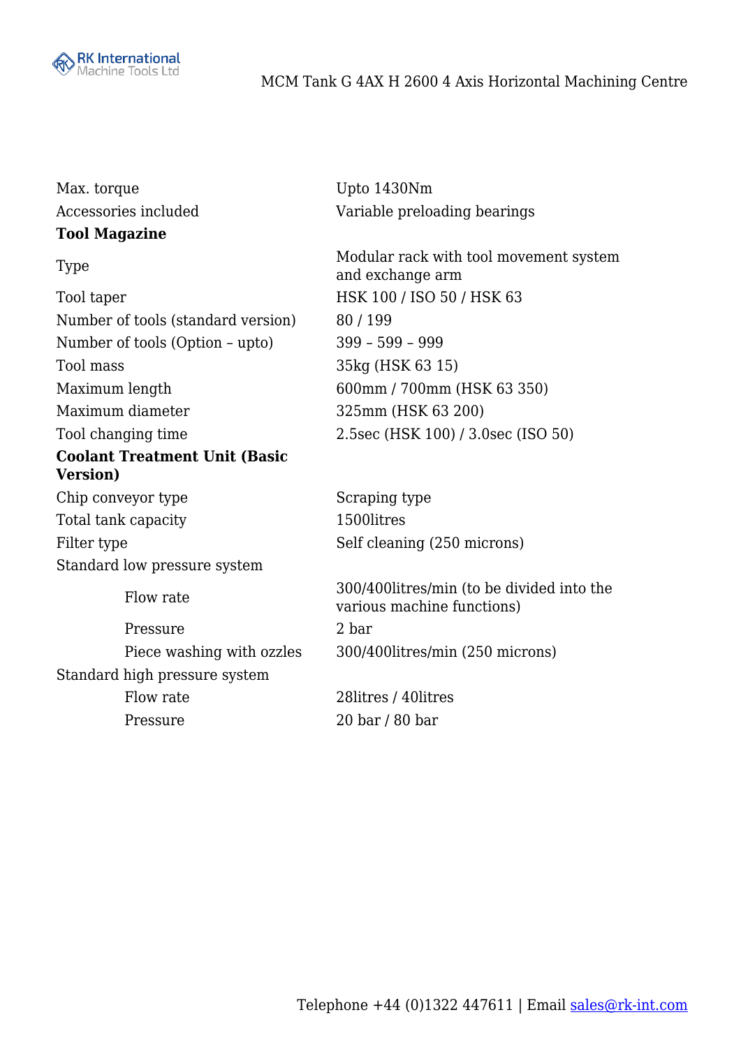| | |
|---|---|
| Max. torque | Upto 1430Nm |
| Accessories included | Variable preloading bearings |
| **Tool Magazine** | |
| Type | Modular rack with tool movement system and exchange arm |
| Tool taper | HSK 100 / ISO 50 / HSK 63 |
| Number of tools (standard version) | 80 / 199 |
| Number of tools (Option – upto) | 399 – 599 – 999 |
| Tool mass | 35kg (HSK 63 15) |
| Maximum length | 600mm / 700mm (HSK 63 350) |
| Maximum diameter | 325mm (HSK 63 200) |
| Tool changing time | 2.5sec (HSK 100) / 3.0sec (ISO 50) |
| **Coolant Treatment Unit (Basic Version)** | |
| Chip conveyor type | Scraping type |
| Total tank capacity | 1500litres |
| Filter type | Self cleaning (250 microns) |
| Standard low pressure system | |
| Flow rate | 300/400litres/min (to be divided into the various machine functions) |
| Pressure | 2 bar |
| Piece washing with ozzles | 300/400litres/min (250 microns) |
| Standard high pressure system | |
| Flow rate | 28litres / 40litres |
| Pressure | 20 bar / 80 bar |